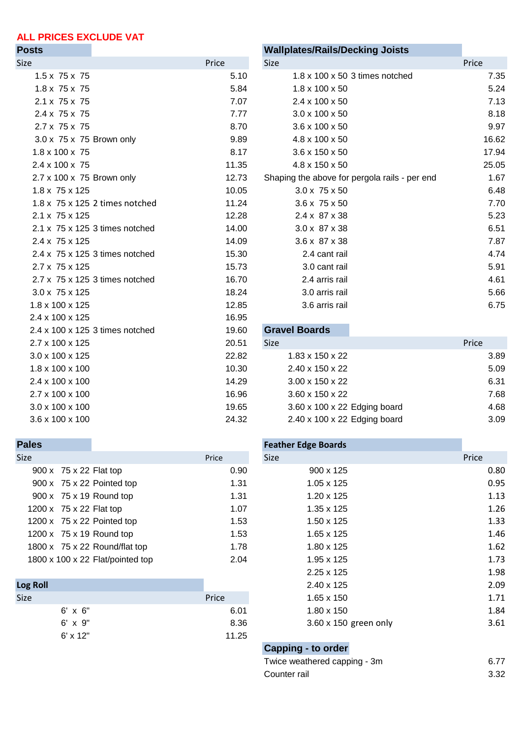**ALL PRICES EXCLUDE VAT**

## Posts

| Size | Price |
|---|---|
| 1.5 x 75 x 75 | 5.10 |
| 1.8 x 75 x 75 | 5.84 |
| 2.1 x 75 x 75 | 7.07 |
| 2.4 x 75 x 75 | 7.77 |
| 2.7 x 75 x 75 | 8.70 |
| 3.0 x 75 x 75 Brown only | 9.89 |
| 1.8 x 100 x 75 | 8.17 |
| 2.4 x 100 x 75 | 11.35 |
| 2.7 x 100 x 75 Brown only | 12.73 |
| 1.8 x 75 x 125 | 10.05 |
| 1.8 x 75 x 125 2 times notched | 11.24 |
| 2.1 x 75 x 125 | 12.28 |
| 2.1 x 75 x 125 3 times notched | 14.00 |
| 2.4 x 75 x 125 | 14.09 |
| 2.4 x 75 x 125 3 times notched | 15.30 |
| 2.7 x 75 x 125 | 15.73 |
| 2.7 x 75 x 125 3 times notched | 16.70 |
| 3.0 x 75 x 125 | 18.24 |
| 1.8 x 100 x 125 | 12.85 |
| 2.4 x 100 x 125 | 16.95 |
| 2.4 x 100 x 125 3 times notched | 19.60 |
| 2.7 x 100 x 125 | 20.51 |
| 3.0 x 100 x 125 | 22.82 |
| 1.8 x 100 x 100 | 10.30 |
| 2.4 x 100 x 100 | 14.29 |
| 2.7 x 100 x 100 | 16.96 |
| 3.0 x 100 x 100 | 19.65 |
| 3.6 x 100 x 100 | 24.32 |

## Pales

| Size | Price |
|---|---|
| 900 x 75 x 22 Flat top | 0.90 |
| 900 x 75 x 22 Pointed top | 1.31 |
| 900 x 75 x 19 Round top | 1.31 |
| 1200 x 75 x 22 Flat top | 1.07 |
| 1200 x 75 x 22 Pointed top | 1.53 |
| 1200 x 75 x 19 Round top | 1.53 |
| 1800 x 75 x 22 Round/flat top | 1.78 |
| 1800 x 100 x 22 Flat/pointed top | 2.04 |

## Log Roll

| Size | Price |
|---|---|
| 6' x 6" | 6.01 |
| 6' x 9" | 8.36 |
| 6' x 12" | 11.25 |

## Wallplates/Rails/Decking Joists

| Size | Price |
|---|---|
| 1.8 x 100 x 50 3 times notched | 7.35 |
| 1.8 x 100 x 50 | 5.24 |
| 2.4 x 100 x 50 | 7.13 |
| 3.0 x 100 x 50 | 8.18 |
| 3.6 x 100 x 50 | 9.97 |
| 4.8 x 100 x 50 | 16.62 |
| 3.6 x 150 x 50 | 17.94 |
| 4.8 x 150 x 50 | 25.05 |
| Shaping the above for pergola rails - per end | 1.67 |
| 3.0 x 75 x 50 | 6.48 |
| 3.6 x 75 x 50 | 7.70 |
| 2.4 x 87 x 38 | 5.23 |
| 3.0 x 87 x 38 | 6.51 |
| 3.6 x 87 x 38 | 7.87 |
| 2.4 cant rail | 4.74 |
| 3.0 cant rail | 5.91 |
| 2.4 arris rail | 4.61 |
| 3.0 arris rail | 5.66 |
| 3.6 arris rail | 6.75 |

## Gravel Boards

| Size | Price |
|---|---|
| 1.83 x 150 x 22 | 3.89 |
| 2.40 x 150 x 22 | 5.09 |
| 3.00 x 150 x 22 | 6.31 |
| 3.60 x 150 x 22 | 7.68 |
| 3.60 x 100 x 22 Edging board | 4.68 |
| 2.40 x 100 x 22 Edging board | 3.09 |

## Feather Edge Boards

| Size | Price |
|---|---|
| 900 x 125 | 0.80 |
| 1.05 x 125 | 0.95 |
| 1.20 x 125 | 1.13 |
| 1.35 x 125 | 1.26 |
| 1.50 x 125 | 1.33 |
| 1.65 x 125 | 1.46 |
| 1.80 x 125 | 1.62 |
| 1.95 x 125 | 1.73 |
| 2.25 x 125 | 1.98 |
| 2.40 x 125 | 2.09 |
| 1.65 x 150 | 1.71 |
| 1.80 x 150 | 1.84 |
| 3.60 x 150 green only | 3.61 |

## Capping - to order

| Item | Price |
|---|---|
| Twice weathered capping - 3m | 6.77 |
| Counter rail | 3.32 |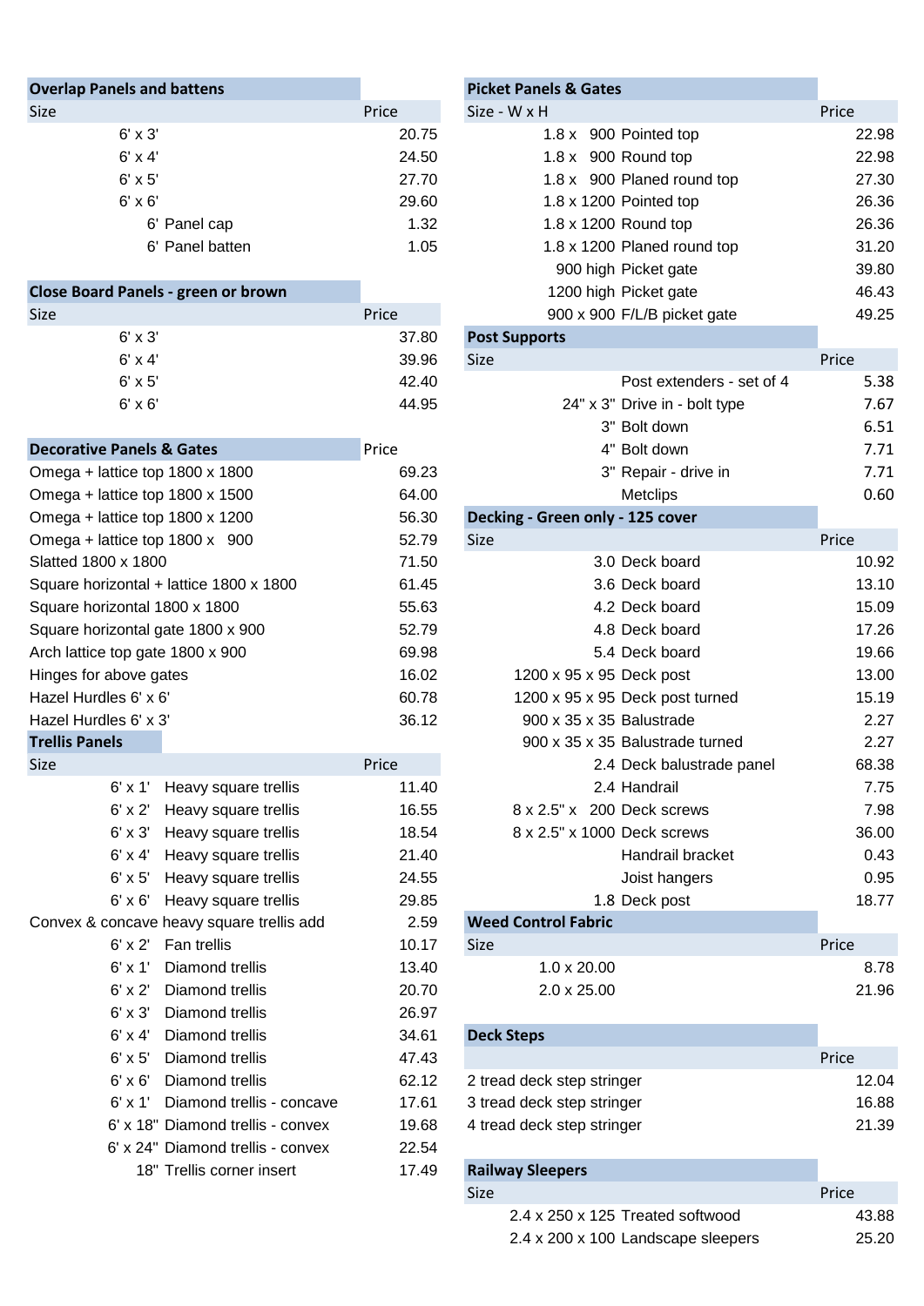## Overlap Panels and battens

| Size | Price |
|---|---|
| 6' x 3' | 20.75 |
| 6' x 4' | 24.50 |
| 6' x 5' | 27.70 |
| 6' x 6' | 29.60 |
| 6' Panel cap | 1.32 |
| 6' Panel batten | 1.05 |

## Close Board Panels - green or brown

| Size | Price |
|---|---|
| 6' x 3' | 37.80 |
| 6' x 4' | 39.96 |
| 6' x 5' | 42.40 |
| 6' x 6' | 44.95 |

## Decorative Panels & Gates

| | Price |
|---|---|
| Omega + lattice top 1800 x 1800 | 69.23 |
| Omega + lattice top 1800 x 1500 | 64.00 |
| Omega + lattice top 1800 x 1200 | 56.30 |
| Omega + lattice top 1800 x 900 | 52.79 |
| Slatted 1800 x 1800 | 71.50 |
| Square horizontal + lattice 1800 x 1800 | 61.45 |
| Square horizontal 1800 x 1800 | 55.63 |
| Square horizontal gate 1800 x 900 | 52.79 |
| Arch lattice top gate 1800 x 900 | 69.98 |
| Hinges for above gates | 16.02 |
| Hazel Hurdles 6' x 6' | 60.78 |
| Hazel Hurdles 6' x 3' | 36.12 |

## Trellis Panels

| Size | Price |
|---|---|
| 6' x 1' Heavy square trellis | 11.40 |
| 6' x 2' Heavy square trellis | 16.55 |
| 6' x 3' Heavy square trellis | 18.54 |
| 6' x 4' Heavy square trellis | 21.40 |
| 6' x 5' Heavy square trellis | 24.55 |
| 6' x 6' Heavy square trellis | 29.85 |
| Convex & concave heavy square trellis add | 2.59 |
| 6' x 2' Fan trellis | 10.17 |
| 6' x 1' Diamond trellis | 13.40 |
| 6' x 2' Diamond trellis | 20.70 |
| 6' x 3' Diamond trellis | 26.97 |
| 6' x 4' Diamond trellis | 34.61 |
| 6' x 5' Diamond trellis | 47.43 |
| 6' x 6' Diamond trellis | 62.12 |
| 6' x 1' Diamond trellis - concave | 17.61 |
| 6' x 18" Diamond trellis - convex | 19.68 |
| 6' x 24" Diamond trellis - convex | 22.54 |
| 18" Trellis corner insert | 17.49 |

## Picket Panels & Gates

| Size - W x H | Price |
|---|---|
| 1.8 x 900 Pointed top | 22.98 |
| 1.8 x 900 Round top | 22.98 |
| 1.8 x 900 Planed round top | 27.30 |
| 1.8 x 1200 Pointed top | 26.36 |
| 1.8 x 1200 Round top | 26.36 |
| 1.8 x 1200 Planed round top | 31.20 |
| 900 high Picket gate | 39.80 |
| 1200 high Picket gate | 46.43 |
| 900 x 900 F/L/B picket gate | 49.25 |

## Post Supports

| Size | Price |
|---|---|
| Post extenders - set of 4 | 5.38 |
| 24" x 3" Drive in - bolt type | 7.67 |
| 3" Bolt down | 6.51 |
| 4" Bolt down | 7.71 |
| 3" Repair - drive in | 7.71 |
| Metclips | 0.60 |

## Decking - Green only - 125 cover

| Size | Price |
|---|---|
| 3.0 Deck board | 10.92 |
| 3.6 Deck board | 13.10 |
| 4.2 Deck board | 15.09 |
| 4.8 Deck board | 17.26 |
| 5.4 Deck board | 19.66 |
| 1200 x 95 x 95 Deck post | 13.00 |
| 1200 x 95 x 95 Deck post turned | 15.19 |
| 900 x 35 x 35 Balustrade | 2.27 |
| 900 x 35 x 35 Balustrade turned | 2.27 |
| 2.4 Deck balustrade panel | 68.38 |
| 2.4 Handrail | 7.75 |
| 8 x 2.5" x 200 Deck screws | 7.98 |
| 8 x 2.5" x 1000 Deck screws | 36.00 |
| Handrail bracket | 0.43 |
| Joist hangers | 0.95 |
| 1.8 Deck post | 18.77 |

## Weed Control Fabric

| Size | Price |
|---|---|
| 1.0 x 20.00 | 8.78 |
| 2.0 x 25.00 | 21.96 |

## Deck Steps

| | Price |
|---|---|
| 2 tread deck step stringer | 12.04 |
| 3 tread deck step stringer | 16.88 |
| 4 tread deck step stringer | 21.39 |

## Railway Sleepers

| Size | Price |
|---|---|
| 2.4 x 250 x 125 Treated softwood | 43.88 |
| 2.4 x 200 x 100 Landscape sleepers | 25.20 |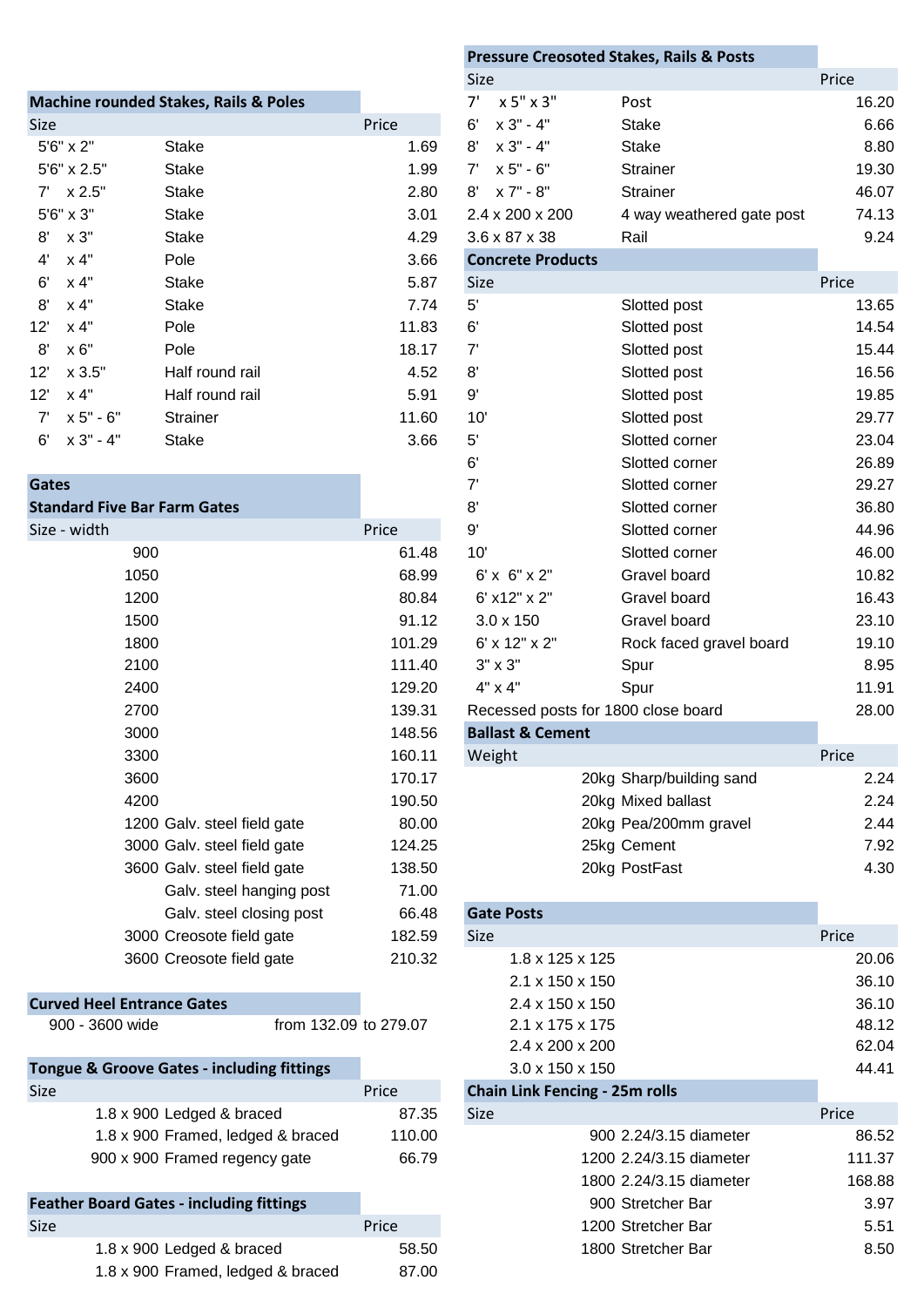## Machine rounded Stakes, Rails & Poles

| Size | | Price |
|---|---|---|
| 5'6" x 2" | Stake | 1.69 |
| 5'6" x 2.5" | Stake | 1.99 |
| 7' x 2.5" | Stake | 2.80 |
| 5'6" x 3" | Stake | 3.01 |
| 8' x 3" | Stake | 4.29 |
| 4' x 4" | Pole | 3.66 |
| 6' x 4" | Stake | 5.87 |
| 8' x 4" | Stake | 7.74 |
| 12' x 4" | Pole | 11.83 |
| 8' x 6" | Pole | 18.17 |
| 12' x 3.5" | Half round rail | 4.52 |
| 12' x 4" | Half round rail | 5.91 |
| 7' x 5" - 6" | Strainer | 11.60 |
| 6' x 3" - 4" | Stake | 3.66 |

## Gates

### Standard Five Bar Farm Gates

| Size - width | | Price |
|---|---|---|
| 900 | | 61.48 |
| 1050 | | 68.99 |
| 1200 | | 80.84 |
| 1500 | | 91.12 |
| 1800 | | 101.29 |
| 2100 | | 111.40 |
| 2400 | | 129.20 |
| 2700 | | 139.31 |
| 3000 | | 148.56 |
| 3300 | | 160.11 |
| 3600 | | 170.17 |
| 4200 | | 190.50 |
| 1200 | Galv. steel field gate | 80.00 |
| 3000 | Galv. steel field gate | 124.25 |
| 3600 | Galv. steel field gate | 138.50 |
| | Galv. steel hanging post | 71.00 |
| | Galv. steel closing post | 66.48 |
| 3000 | Creosote field gate | 182.59 |
| 3600 | Creosote field gate | 210.32 |

### Curved Heel Entrance Gates

900 - 3600 wide from 132.09 to 279.07

### Tongue & Groove Gates - including fittings

| Size | Price |
|---|---|
| 1.8 x 900 Ledged & braced | 87.35 |
| 1.8 x 900 Framed, ledged & braced | 110.00 |
| 900 x 900 Framed regency gate | 66.79 |

### Feather Board Gates - including fittings

| Size | Price |
|---|---|
| 1.8 x 900 Ledged & braced | 58.50 |
| 1.8 x 900 Framed, ledged & braced | 87.00 |

## Pressure Creosoted Stakes, Rails & Posts

| Size | | Price |
|---|---|---|
| 7' x 5" x 3" | Post | 16.20 |
| 6' x 3" - 4" | Stake | 6.66 |
| 8' x 3" - 4" | Stake | 8.80 |
| 7' x 5" - 6" | Strainer | 19.30 |
| 8' x 7" - 8" | Strainer | 46.07 |
| 2.4 x 200 x 200 | 4 way weathered gate post | 74.13 |
| 3.6 x 87 x 38 | Rail | 9.24 |

## Concrete Products

| Size | | Price |
|---|---|---|
| 5' | Slotted post | 13.65 |
| 6' | Slotted post | 14.54 |
| 7' | Slotted post | 15.44 |
| 8' | Slotted post | 16.56 |
| 9' | Slotted post | 19.85 |
| 10' | Slotted post | 29.77 |
| 5' | Slotted corner | 23.04 |
| 6' | Slotted corner | 26.89 |
| 7' | Slotted corner | 29.27 |
| 8' | Slotted corner | 36.80 |
| 9' | Slotted corner | 44.96 |
| 10' | Slotted corner | 46.00 |
| 6' x 6" x 2" | Gravel board | 10.82 |
| 6' x12" x 2" | Gravel board | 16.43 |
| 3.0 x 150 | Gravel board | 23.10 |
| 6' x 12" x 2" | Rock faced gravel board | 19.10 |
| 3" x 3" | Spur | 8.95 |
| 4" x 4" | Spur | 11.91 |
| Recessed posts for 1800 close board | | 28.00 |

## Ballast & Cement

| Weight | Price |
|---|---|
| 20kg Sharp/building sand | 2.24 |
| 20kg Mixed ballast | 2.24 |
| 20kg Pea/200mm gravel | 2.44 |
| 25kg Cement | 7.92 |
| 20kg PostFast | 4.30 |

## Gate Posts

| Size | Price |
|---|---|
| 1.8 x 125 x 125 | 20.06 |
| 2.1 x 150 x 150 | 36.10 |
| 2.4 x 150 x 150 | 36.10 |
| 2.1 x 175 x 175 | 48.12 |
| 2.4 x 200 x 200 | 62.04 |
| 3.0 x 150 x 150 | 44.41 |

## Chain Link Fencing - 25m rolls

| Size | Price |
|---|---|
| 900 2.24/3.15 diameter | 86.52 |
| 1200 2.24/3.15 diameter | 111.37 |
| 1800 2.24/3.15 diameter | 168.88 |
| 900 Stretcher Bar | 3.97 |
| 1200 Stretcher Bar | 5.51 |
| 1800 Stretcher Bar | 8.50 |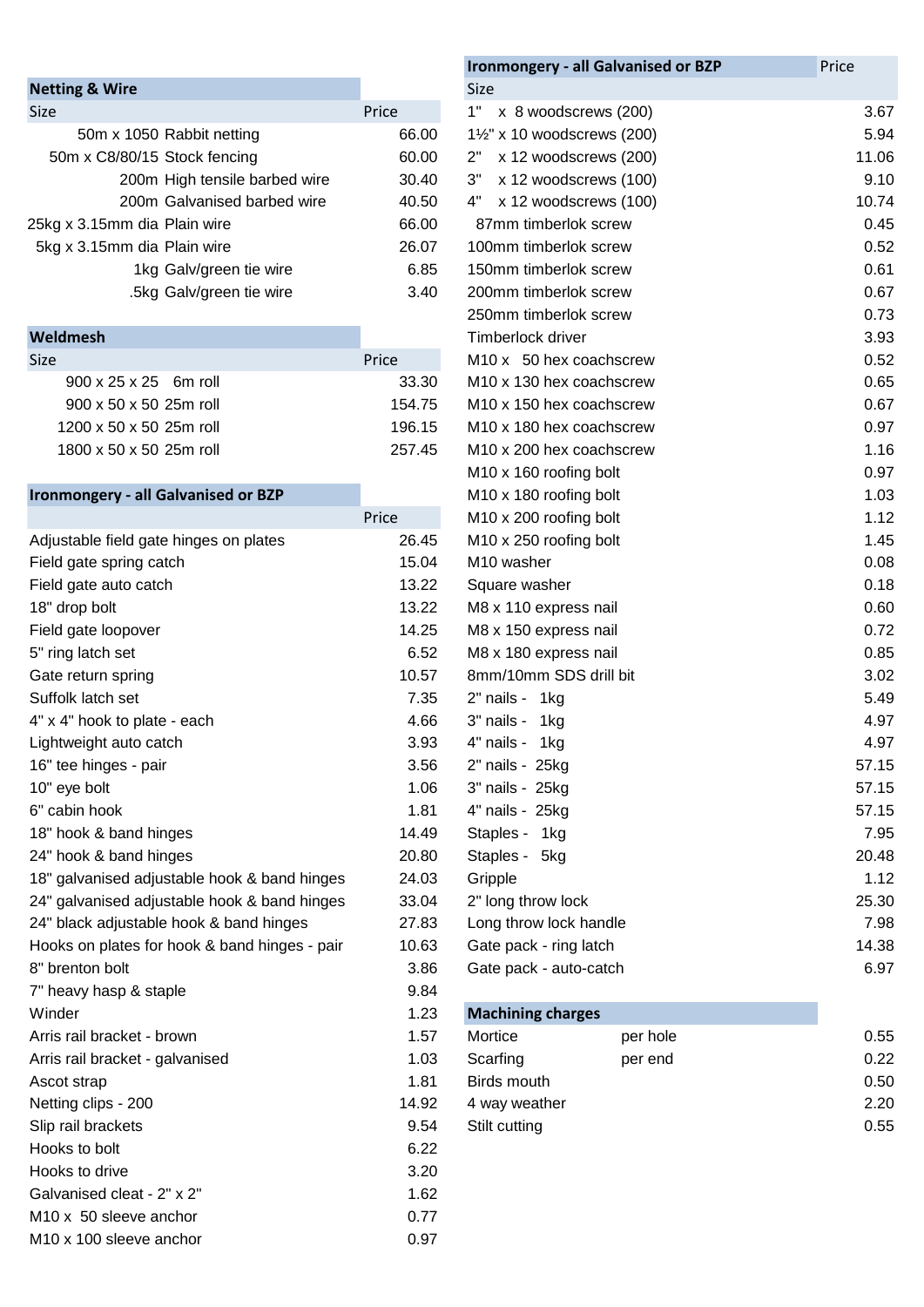## Netting & Wire

| Size | Price |
|---|---|
| 50m x 1050 Rabbit netting | 66.00 |
| 50m x C8/80/15 Stock fencing | 60.00 |
| 200m High tensile barbed wire | 30.40 |
| 200m Galvanised barbed wire | 40.50 |
| 25kg x 3.15mm dia Plain wire | 66.00 |
| 5kg x 3.15mm dia Plain wire | 26.07 |
| 1kg Galv/green tie wire | 6.85 |
| .5kg Galv/green tie wire | 3.40 |

## Weldmesh

| Size | Price |
|---|---|
| 900 x 25 x 25 6m roll | 33.30 |
| 900 x 50 x 50 25m roll | 154.75 |
| 1200 x 50 x 50 25m roll | 196.15 |
| 1800 x 50 x 50 25m roll | 257.45 |

## Ironmongery - all Galvanised or BZP

| | Price |
|---|---|
| Adjustable field gate hinges on plates | 26.45 |
| Field gate spring catch | 15.04 |
| Field gate auto catch | 13.22 |
| 18" drop bolt | 13.22 |
| Field gate loopover | 14.25 |
| 5" ring latch set | 6.52 |
| Gate return spring | 10.57 |
| Suffolk latch set | 7.35 |
| 4" x 4" hook to plate - each | 4.66 |
| Lightweight auto catch | 3.93 |
| 16" tee hinges - pair | 3.56 |
| 10" eye bolt | 1.06 |
| 6" cabin hook | 1.81 |
| 18" hook & band hinges | 14.49 |
| 24" hook & band hinges | 20.80 |
| 18" galvanised adjustable hook & band hinges | 24.03 |
| 24" galvanised adjustable hook & band hinges | 33.04 |
| 24" black adjustable hook & band hinges | 27.83 |
| Hooks on plates for hook & band hinges - pair | 10.63 |
| 8" brenton bolt | 3.86 |
| 7" heavy hasp & staple | 9.84 |
| Winder | 1.23 |
| Arris rail bracket - brown | 1.57 |
| Arris rail bracket - galvanised | 1.03 |
| Ascot strap | 1.81 |
| Netting clips - 200 | 14.92 |
| Slip rail brackets | 9.54 |
| Hooks to bolt | 6.22 |
| Hooks to drive | 3.20 |
| Galvanised cleat - 2" x 2" | 1.62 |
| M10 x 50 sleeve anchor | 0.77 |
| M10 x 100 sleeve anchor | 0.97 |

## Ironmongery - all Galvanised or BZP

| Size | Price |
|---|---|
| 1" x 8 woodscrews (200) | 3.67 |
| 1½" x 10 woodscrews (200) | 5.94 |
| 2" x 12 woodscrews (200) | 11.06 |
| 3" x 12 woodscrews (100) | 9.10 |
| 4" x 12 woodscrews (100) | 10.74 |
| 87mm timberlok screw | 0.45 |
| 100mm timberlok screw | 0.52 |
| 150mm timberlok screw | 0.61 |
| 200mm timberlok screw | 0.67 |
| 250mm timberlok screw | 0.73 |
| Timberlock driver | 3.93 |
| M10 x 50 hex coachscrew | 0.52 |
| M10 x 130 hex coachscrew | 0.65 |
| M10 x 150 hex coachscrew | 0.67 |
| M10 x 180 hex coachscrew | 0.97 |
| M10 x 200 hex coachscrew | 1.16 |
| M10 x 160 roofing bolt | 0.97 |
| M10 x 180 roofing bolt | 1.03 |
| M10 x 200 roofing bolt | 1.12 |
| M10 x 250 roofing bolt | 1.45 |
| M10 washer | 0.08 |
| Square washer | 0.18 |
| M8 x 110 express nail | 0.60 |
| M8 x 150 express nail | 0.72 |
| M8 x 180 express nail | 0.85 |
| 8mm/10mm SDS drill bit | 3.02 |
| 2" nails - 1kg | 5.49 |
| 3" nails - 1kg | 4.97 |
| 4" nails - 1kg | 4.97 |
| 2" nails - 25kg | 57.15 |
| 3" nails - 25kg | 57.15 |
| 4" nails - 25kg | 57.15 |
| Staples - 1kg | 7.95 |
| Staples - 5kg | 20.48 |
| Gripple | 1.12 |
| 2" long throw lock | 25.30 |
| Long throw lock handle | 7.98 |
| Gate pack - ring latch | 14.38 |
| Gate pack - auto-catch | 6.97 |

## Machining charges

| | | |
|---|---|---|
| Mortice | per hole | 0.55 |
| Scarfing | per end | 0.22 |
| Birds mouth | | 0.50 |
| 4 way weather | | 2.20 |
| Stilt cutting | | 0.55 |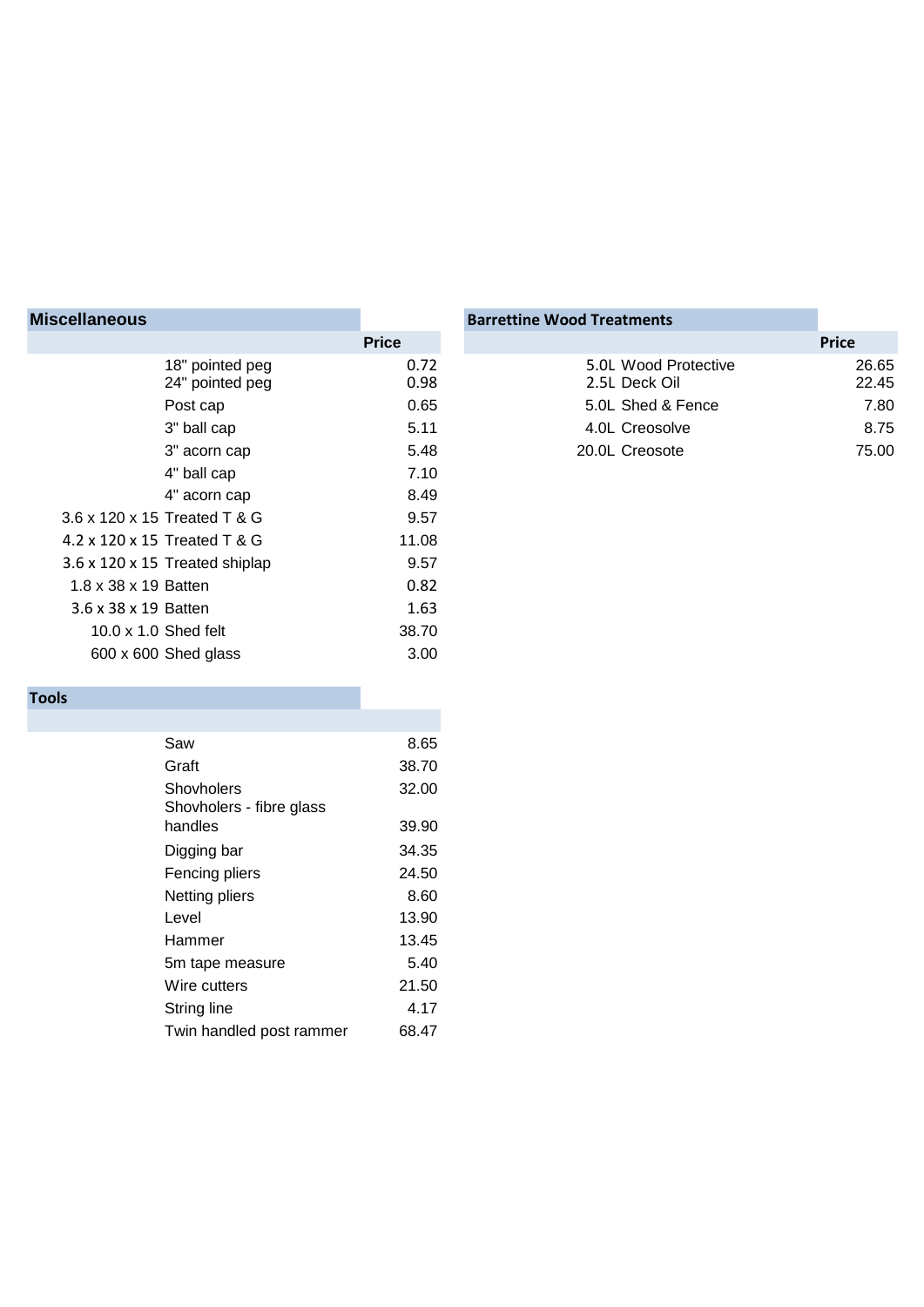## Miscellaneous

| | | Price |
|---|---|---|
| | 18" pointed peg | 0.72 |
| | 24" pointed peg | 0.98 |
| | Post cap | 0.65 |
| | 3" ball cap | 5.11 |
| | 3" acorn cap | 5.48 |
| | 4" ball cap | 7.10 |
| | 4" acorn cap | 8.49 |
| 3.6 x 120 x 15 | Treated T & G | 9.57 |
| 4.2 x 120 x 15 | Treated T & G | 11.08 |
| 3.6 x 120 x 15 | Treated shiplap | 9.57 |
| 1.8 x 38 x 19 | Batten | 0.82 |
| 3.6 x 38 x 19 | Batten | 1.63 |
| 10.0 x 1.0 | Shed felt | 38.70 |
| 600 x 600 | Shed glass | 3.00 |

## Barrettine Wood Treatments

| | | Price |
|---|---|---|
| 5.0L | Wood Protective | 26.65 |
| 2.5L | Deck Oil | 22.45 |
| 5.0L | Shed & Fence | 7.80 |
| 4.0L | Creosolve | 8.75 |
| 20.0L | Creosote | 75.00 |

## Tools

| | |
|---|---|
| Saw | 8.65 |
| Graft | 38.70 |
| Shovholers | 32.00 |
| Shovholers - fibre glass handles | 39.90 |
| Digging bar | 34.35 |
| Fencing pliers | 24.50 |
| Netting pliers | 8.60 |
| Level | 13.90 |
| Hammer | 13.45 |
| 5m tape measure | 5.40 |
| Wire cutters | 21.50 |
| String line | 4.17 |
| Twin handled post rammer | 68.47 |